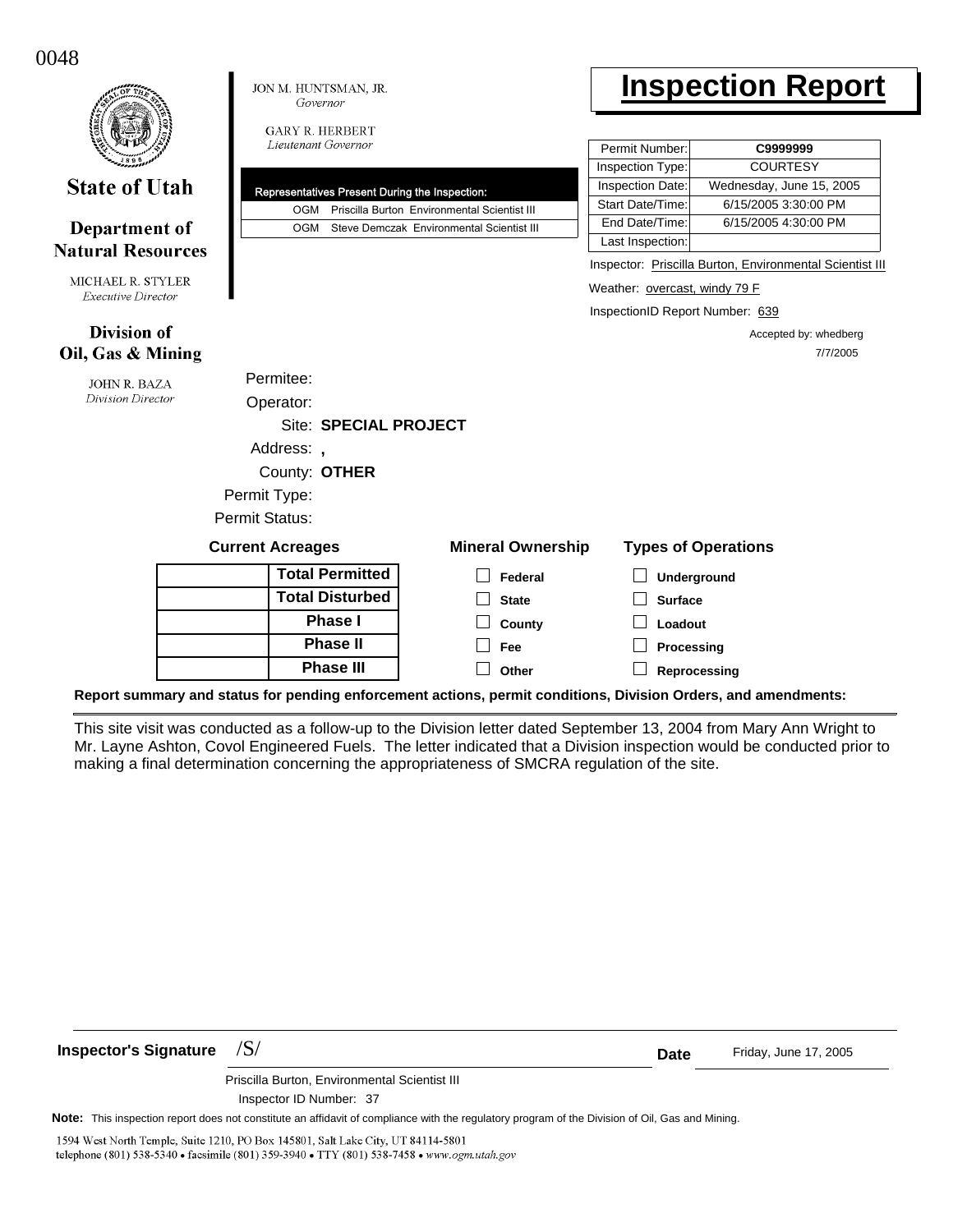0048

**State of Utah**

**Department of Natural Resources**

MICHAEL R. STYLER
*Executive Director*

**Division of Oil, Gas & Mining**

JOHN R. BAZA
*Division Director*

JON M. HUNTSMAN, JR.
*Governor*

GARY R. HERBERT
*Lieutenant Governor*

# Inspection Report

| Representatives Present During the Inspection: | | |
|---|---|---|
| OGM | Priscilla Burton | Environmental Scientist III |
| OGM | Steve Demczak | Environmental Scientist III |

| | |
|---|---|
| Permit Number: | **C9999999** |
| Inspection Type: | COURTESY |
| Inspection Date: | Wednesday, June 15, 2005 |
| Start Date/Time: | 6/15/2005 3:30:00 PM |
| End Date/Time: | 6/15/2005 4:30:00 PM |
| Last Inspection: | |

Inspector: Priscilla Burton, Environmental Scientist III

Weather: overcast, windy 79 F

InspectionID Report Number: 639

Accepted by: whedberg
7/7/2005

Permitee:
Operator:
Site: **SPECIAL PROJECT**
Address: **,**
County: **OTHER**
Permit Type:
Permit Status:

**Current Acreages**

| | |
|---|---|
| | **Total Permitted** |
| | **Total Disturbed** |
| | **Phase I** |
| | **Phase II** |
| | **Phase III** |

**Mineral Ownership**

- ☐ Federal
- ☐ State
- ☐ County
- ☐ Fee
- ☐ Other

**Types of Operations**

- ☐ Underground
- ☐ Surface
- ☐ Loadout
- ☐ Processing
- ☐ Reprocessing

**Report summary and status for pending enforcement actions, permit conditions, Division Orders, and amendments:**

This site visit was conducted as a follow-up to the Division letter dated September 13, 2004 from Mary Ann Wright to Mr. Layne Ashton, Covol Engineered Fuels. The letter indicated that a Division inspection would be conducted prior to making a final determination concerning the appropriateness of SMCRA regulation of the site.

**Inspector's Signature** /S/ **Date** Friday, June 17, 2005

Priscilla Burton, Environmental Scientist III
Inspector ID Number: 37

**Note:** This inspection report does not constitute an affidavit of compliance with the regulatory program of the Division of Oil, Gas and Mining.

1594 West North Temple, Suite 1210, PO Box 145801, Salt Lake City, UT 84114-5801
telephone (801) 538-5340 • facsimile (801) 359-3940 • TTY (801) 538-7458 • *www.ogm.utah.gov*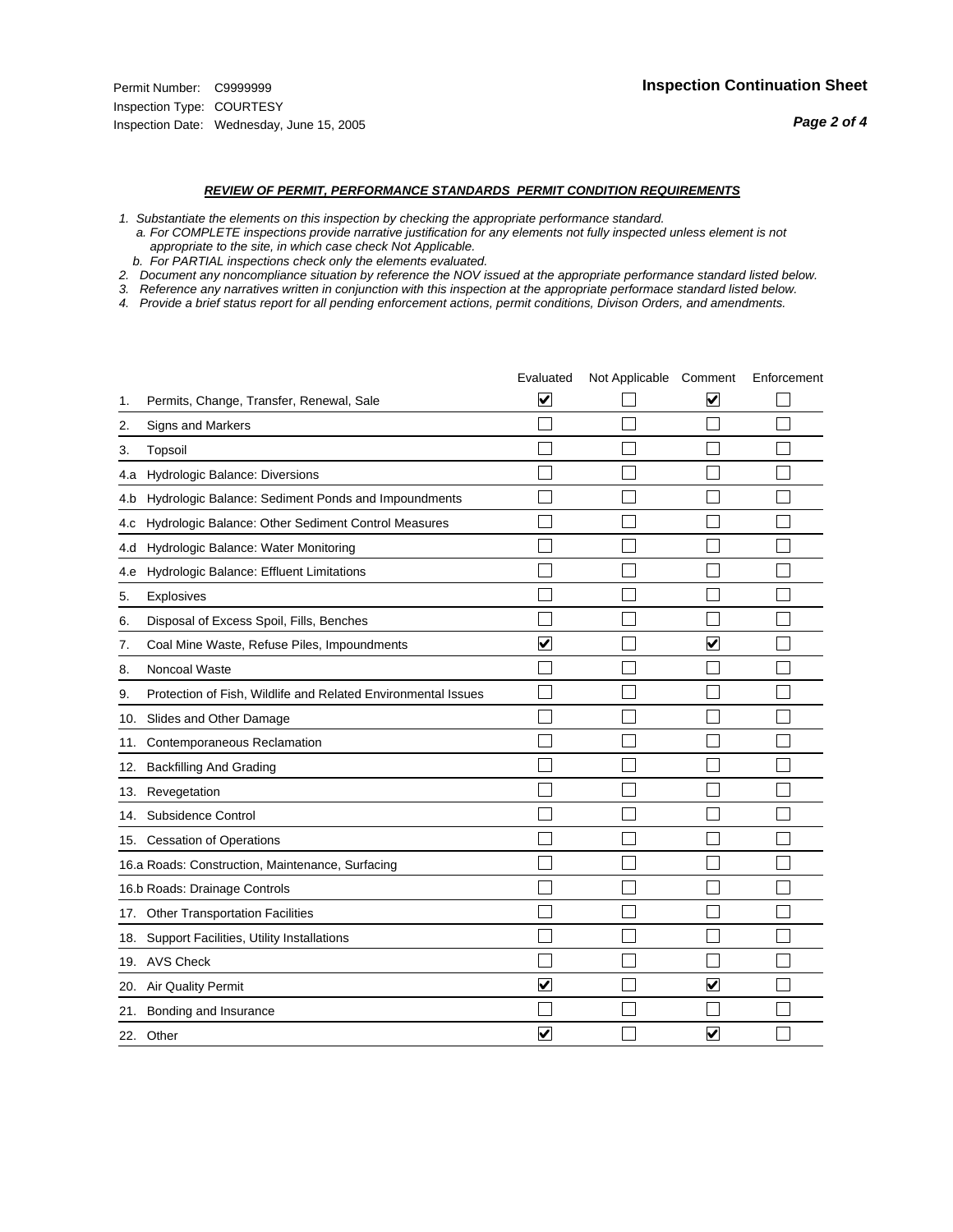Permit Number: C9999999
Inspection Type: COURTESY
Inspection Date: Wednesday, June 15, 2005

## Inspection Continuation Sheet

***REVIEW OF PERMIT, PERFORMANCE STANDARDS PERMIT CONDITION REQUIREMENTS***

*1. Substantiate the elements on this inspection by checking the appropriate performance standard.*
*a. For COMPLETE inspections provide narrative justification for any elements not fully inspected unless element is not appropriate to the site, in which case check Not Applicable.*
*b. For PARTIAL inspections check only the elements evaluated.*
*2. Document any noncompliance situation by reference the NOV issued at the appropriate performance standard listed below.*
*3. Reference any narratives written in conjunction with this inspection at the appropriate performace standard listed below.*
*4. Provide a brief status report for all pending enforcement actions, permit conditions, Divison Orders, and amendments.*

| | | Evaluated | Not Applicable | Comment | Enforcement |
|---|---|---|---|---|---|
| 1. | Permits, Change, Transfer, Renewal, Sale | ☑ | ☐ | ☑ | ☐ |
| 2. | Signs and Markers | ☐ | ☐ | ☐ | ☐ |
| 3. | Topsoil | ☐ | ☐ | ☐ | ☐ |
| 4.a | Hydrologic Balance: Diversions | ☐ | ☐ | ☐ | ☐ |
| 4.b | Hydrologic Balance: Sediment Ponds and Impoundments | ☐ | ☐ | ☐ | ☐ |
| 4.c | Hydrologic Balance: Other Sediment Control Measures | ☐ | ☐ | ☐ | ☐ |
| 4.d | Hydrologic Balance: Water Monitoring | ☐ | ☐ | ☐ | ☐ |
| 4.e | Hydrologic Balance: Effluent Limitations | ☐ | ☐ | ☐ | ☐ |
| 5. | Explosives | ☐ | ☐ | ☐ | ☐ |
| 6. | Disposal of Excess Spoil, Fills, Benches | ☐ | ☐ | ☐ | ☐ |
| 7. | Coal Mine Waste, Refuse Piles, Impoundments | ☑ | ☐ | ☑ | ☐ |
| 8. | Noncoal Waste | ☐ | ☐ | ☐ | ☐ |
| 9. | Protection of Fish, Wildlife and Related Environmental Issues | ☐ | ☐ | ☐ | ☐ |
| 10. | Slides and Other Damage | ☐ | ☐ | ☐ | ☐ |
| 11. | Contemporaneous Reclamation | ☐ | ☐ | ☐ | ☐ |
| 12. | Backfilling And Grading | ☐ | ☐ | ☐ | ☐ |
| 13. | Revegetation | ☐ | ☐ | ☐ | ☐ |
| 14. | Subsidence Control | ☐ | ☐ | ☐ | ☐ |
| 15. | Cessation of Operations | ☐ | ☐ | ☐ | ☐ |
| 16.a | Roads: Construction, Maintenance, Surfacing | ☐ | ☐ | ☐ | ☐ |
| 16.b | Roads: Drainage Controls | ☐ | ☐ | ☐ | ☐ |
| 17. | Other Transportation Facilities | ☐ | ☐ | ☐ | ☐ |
| 18. | Support Facilities, Utility Installations | ☐ | ☐ | ☐ | ☐ |
| 19. | AVS Check | ☐ | ☐ | ☐ | ☐ |
| 20. | Air Quality Permit | ☑ | ☐ | ☑ | ☐ |
| 21. | Bonding and Insurance | ☐ | ☐ | ☐ | ☐ |
| 22. | Other | ☑ | ☐ | ☑ | ☐ |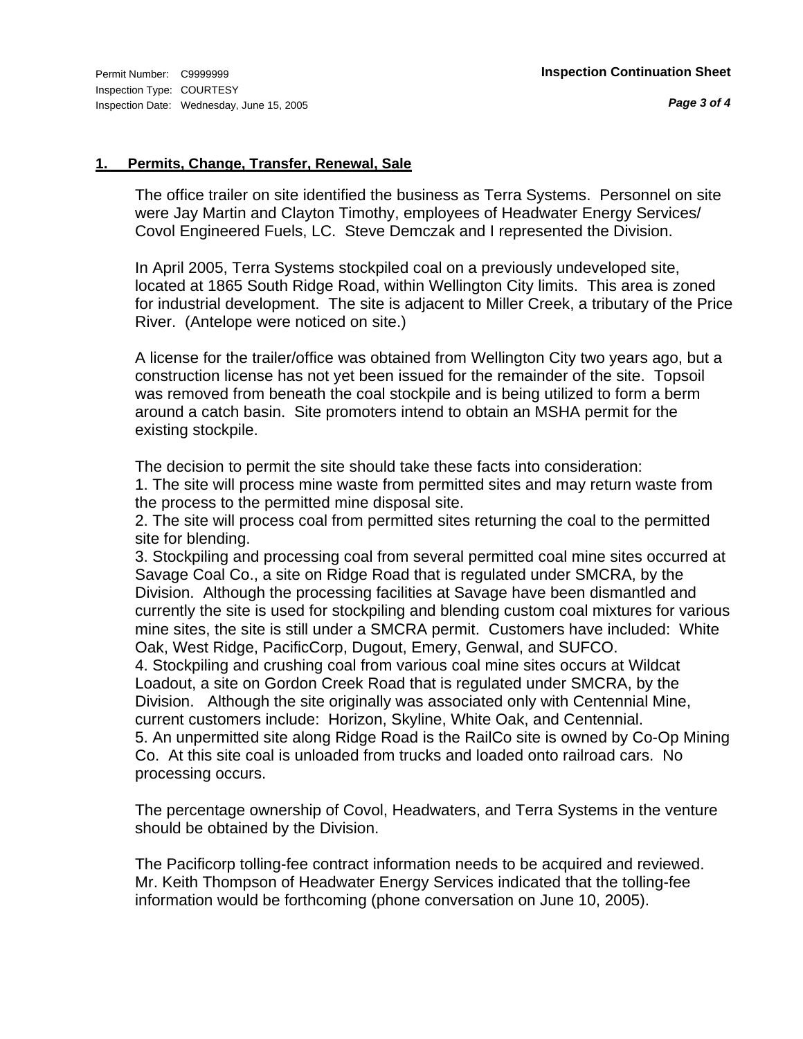## 1. Permits, Change, Transfer, Renewal, Sale

The office trailer on site identified the business as Terra Systems. Personnel on site were Jay Martin and Clayton Timothy, employees of Headwater Energy Services/ Covol Engineered Fuels, LC. Steve Demczak and I represented the Division.

In April 2005, Terra Systems stockpiled coal on a previously undeveloped site, located at 1865 South Ridge Road, within Wellington City limits. This area is zoned for industrial development. The site is adjacent to Miller Creek, a tributary of the Price River. (Antelope were noticed on site.)

A license for the trailer/office was obtained from Wellington City two years ago, but a construction license has not yet been issued for the remainder of the site. Topsoil was removed from beneath the coal stockpile and is being utilized to form a berm around a catch basin. Site promoters intend to obtain an MSHA permit for the existing stockpile.

The decision to permit the site should take these facts into consideration:

1. The site will process mine waste from permitted sites and may return waste from the process to the permitted mine disposal site.
2. The site will process coal from permitted sites returning the coal to the permitted site for blending.
3. Stockpiling and processing coal from several permitted coal mine sites occurred at Savage Coal Co., a site on Ridge Road that is regulated under SMCRA, by the Division. Although the processing facilities at Savage have been dismantled and currently the site is used for stockpiling and blending custom coal mixtures for various mine sites, the site is still under a SMCRA permit. Customers have included: White Oak, West Ridge, PacificCorp, Dugout, Emery, Genwal, and SUFCO.
4. Stockpiling and crushing coal from various coal mine sites occurs at Wildcat Loadout, a site on Gordon Creek Road that is regulated under SMCRA, by the Division. Although the site originally was associated only with Centennial Mine, current customers include: Horizon, Skyline, White Oak, and Centennial.
5. An unpermitted site along Ridge Road is the RailCo site is owned by Co-Op Mining Co. At this site coal is unloaded from trucks and loaded onto railroad cars. No processing occurs.

The percentage ownership of Covol, Headwaters, and Terra Systems in the venture should be obtained by the Division.

The Pacificorp tolling-fee contract information needs to be acquired and reviewed. Mr. Keith Thompson of Headwater Energy Services indicated that the tolling-fee information would be forthcoming (phone conversation on June 10, 2005).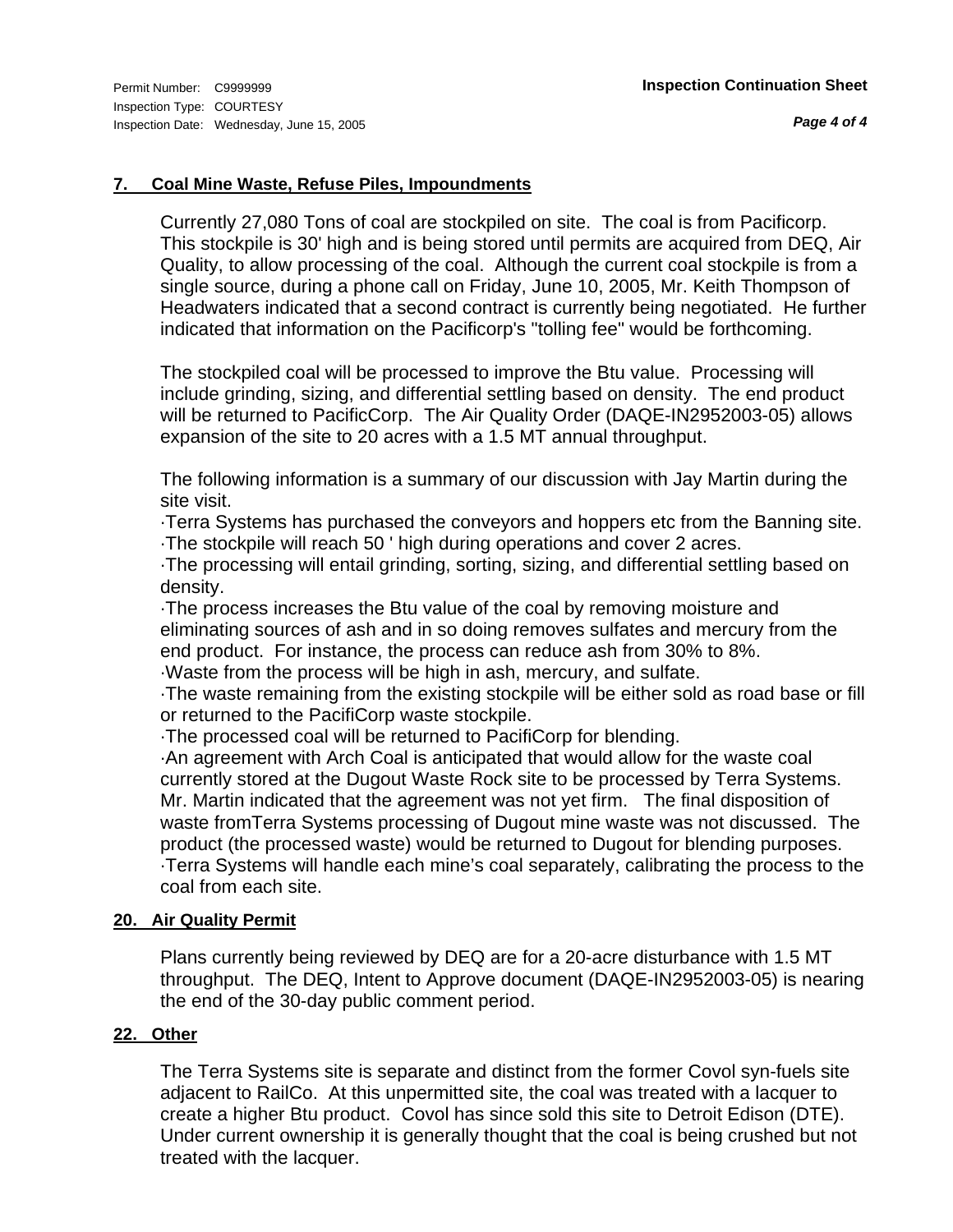## 7. Coal Mine Waste, Refuse Piles, Impoundments

Currently 27,080 Tons of coal are stockpiled on site. The coal is from Pacificorp. This stockpile is 30' high and is being stored until permits are acquired from DEQ, Air Quality, to allow processing of the coal. Although the current coal stockpile is from a single source, during a phone call on Friday, June 10, 2005, Mr. Keith Thompson of Headwaters indicated that a second contract is currently being negotiated. He further indicated that information on the Pacificorp's "tolling fee" would be forthcoming.

The stockpiled coal will be processed to improve the Btu value. Processing will include grinding, sizing, and differential settling based on density. The end product will be returned to PacificCorp. The Air Quality Order (DAQE-IN2952003-05) allows expansion of the site to 20 acres with a 1.5 MT annual throughput.

The following information is a summary of our discussion with Jay Martin during the site visit.

- Terra Systems has purchased the conveyors and hoppers etc from the Banning site.
- The stockpile will reach 50 ' high during operations and cover 2 acres.
- The processing will entail grinding, sorting, sizing, and differential settling based on density.
- The process increases the Btu value of the coal by removing moisture and eliminating sources of ash and in so doing removes sulfates and mercury from the end product. For instance, the process can reduce ash from 30% to 8%.
- Waste from the process will be high in ash, mercury, and sulfate.
- The waste remaining from the existing stockpile will be either sold as road base or fill or returned to the PacifiCorp waste stockpile.
- The processed coal will be returned to PacifiCorp for blending.
- An agreement with Arch Coal is anticipated that would allow for the waste coal currently stored at the Dugout Waste Rock site to be processed by Terra Systems. Mr. Martin indicated that the agreement was not yet firm. The final disposition of waste fromTerra Systems processing of Dugout mine waste was not discussed. The product (the processed waste) would be returned to Dugout for blending purposes.
- Terra Systems will handle each mine's coal separately, calibrating the process to the coal from each site.

## 20. Air Quality Permit

Plans currently being reviewed by DEQ are for a 20-acre disturbance with 1.5 MT throughput. The DEQ, Intent to Approve document (DAQE-IN2952003-05) is nearing the end of the 30-day public comment period.

## 22. Other

The Terra Systems site is separate and distinct from the former Covol syn-fuels site adjacent to RailCo. At this unpermitted site, the coal was treated with a lacquer to create a higher Btu product. Covol has since sold this site to Detroit Edison (DTE). Under current ownership it is generally thought that the coal is being crushed but not treated with the lacquer.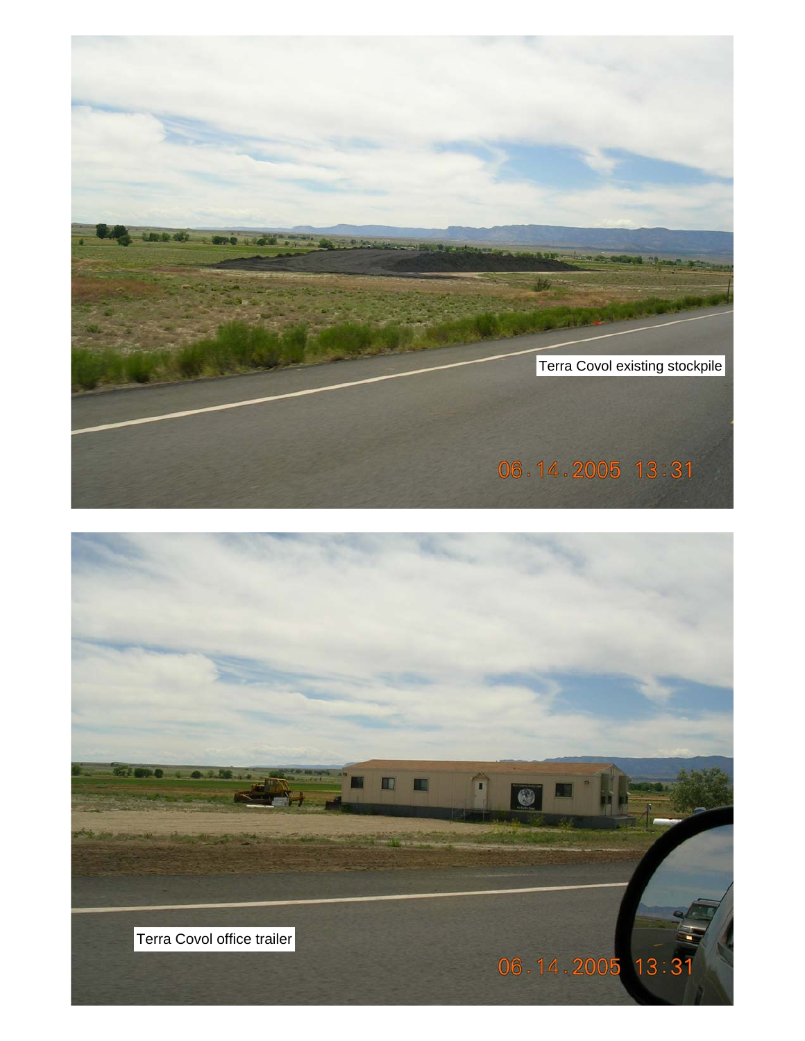Terra Covol existing stockpile

06.14.2005 13:31

Terra Covol office trailer

06.14.2005 13:31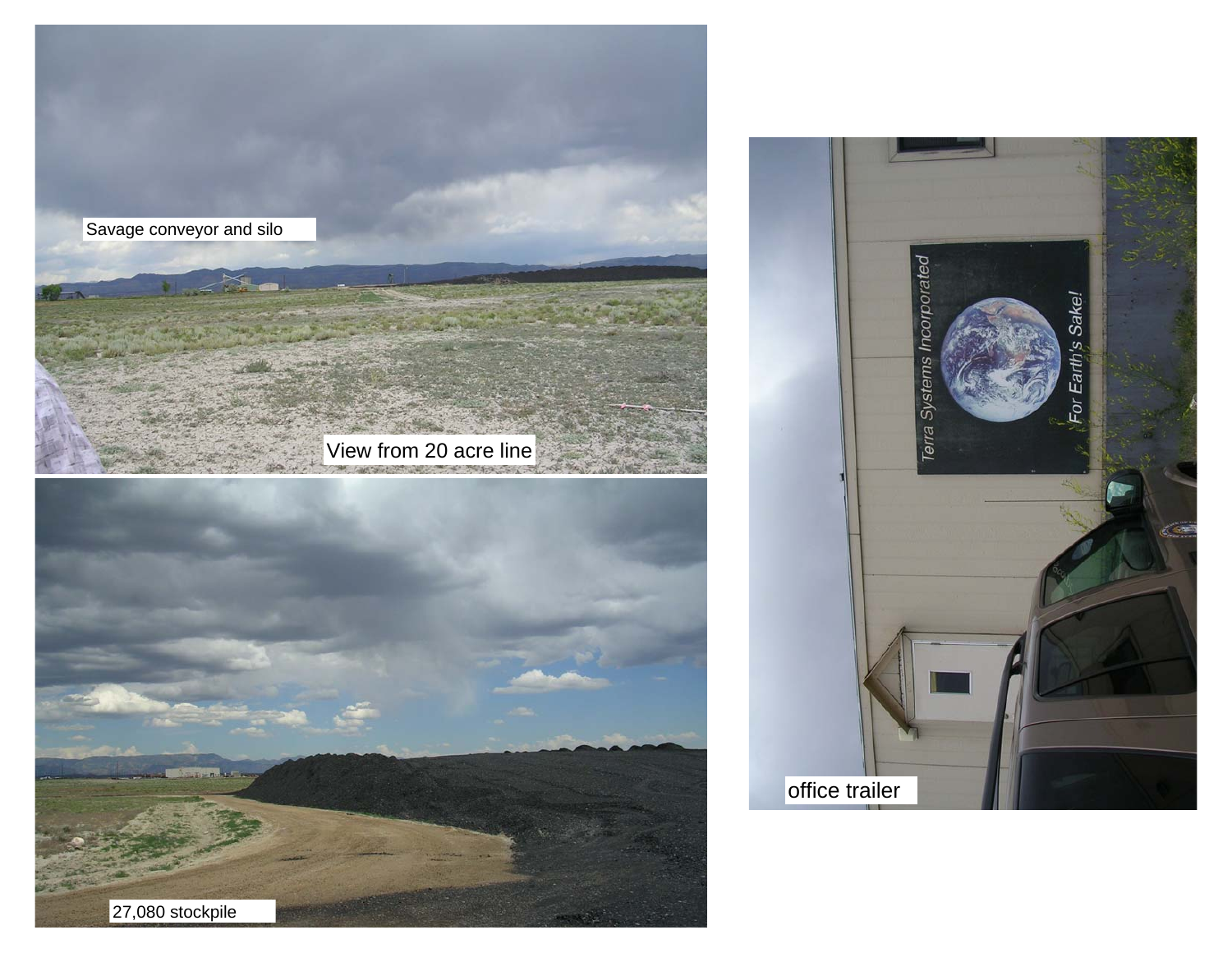Savage conveyor and silo

View from 20 acre line

27,080 stockpile

office trailer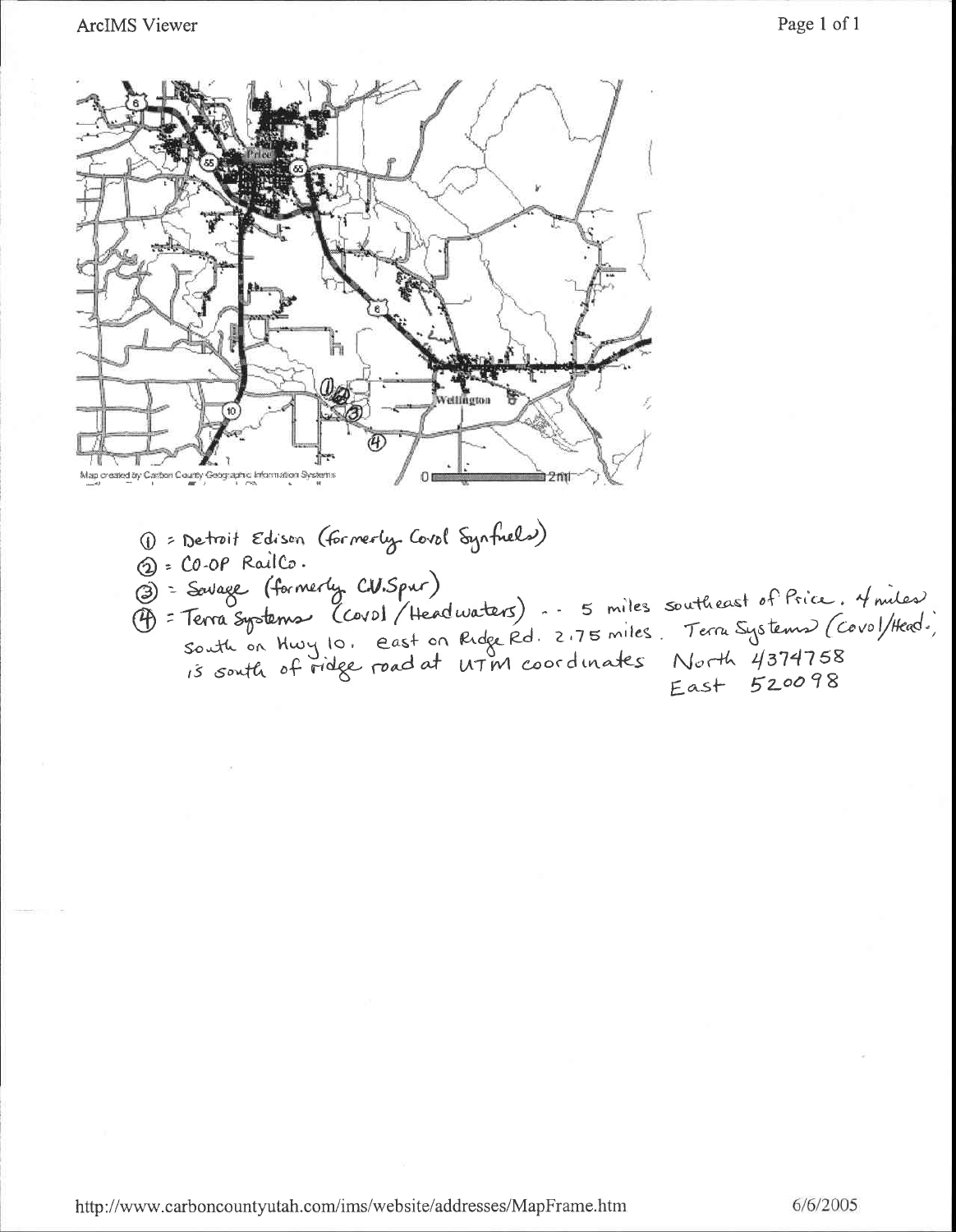Map created by Carbon County Geographic Information Systems

① = Detroit Edison (formerly Covol Synfuels)

② = CO-OP RailCo.

③ = Savage (formerly CV.Spur)

④ = Terra Systems (Covol / Headwaters) -- 5 miles southeast of Price. 4 miles south on Hwy 10. east on Ridge Rd. 2.75 miles. Terra Systems (Covol/Head.) is south of ridge road at UTM coordinates North 4374758 East 520098

http://www.carboncountyutah.com/ims/website/addresses/MapFrame.htm

6/6/2005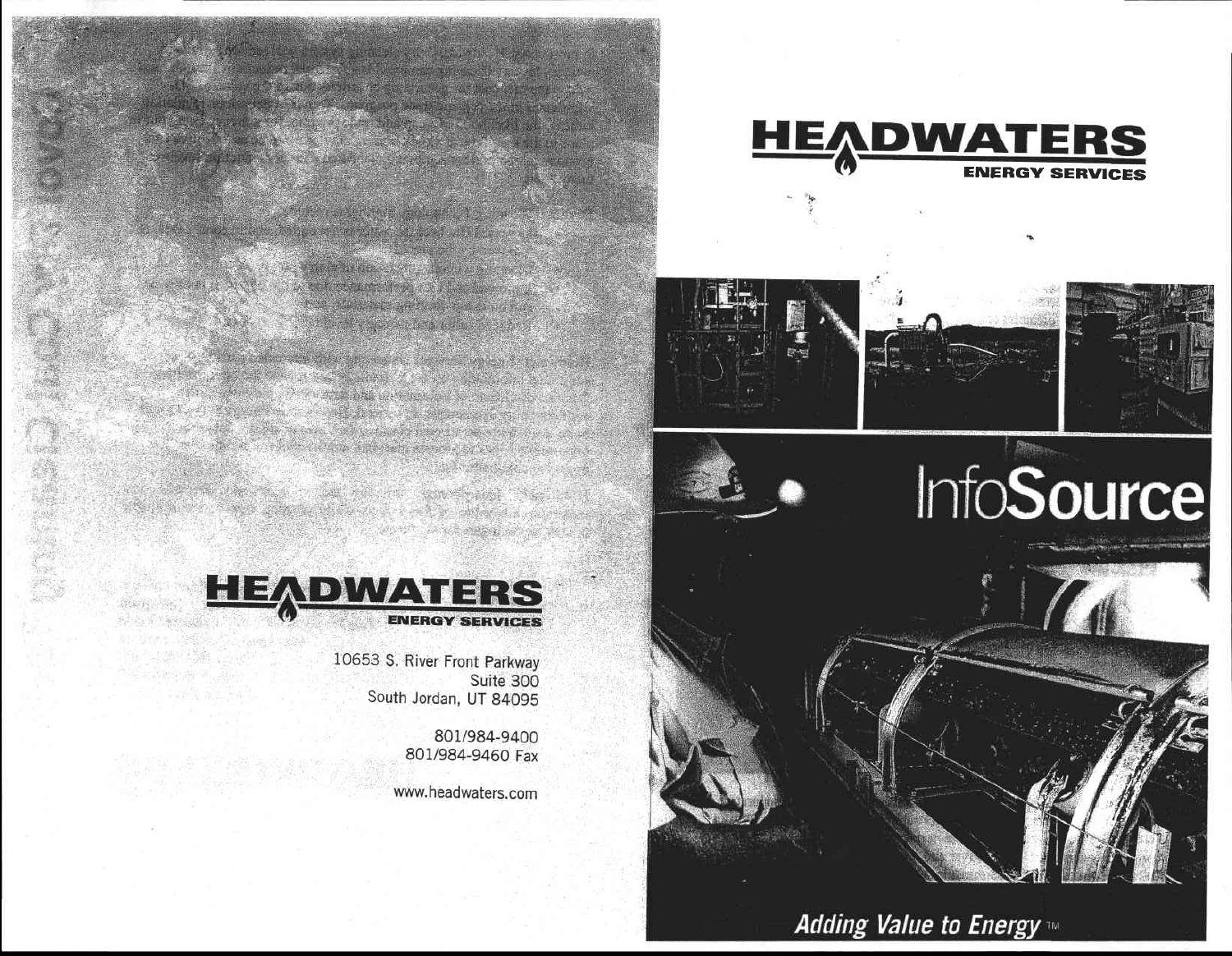# HEADWATERS

ENERGY SERVICES

10653 S. River Front Parkway
Suite 300
South Jordan, UT 84095

801/984-9400
801/984-9460 Fax

www.headwaters.com

# HEADWATERS

ENERGY SERVICES

# InfoSource

*Adding Value to Energy™*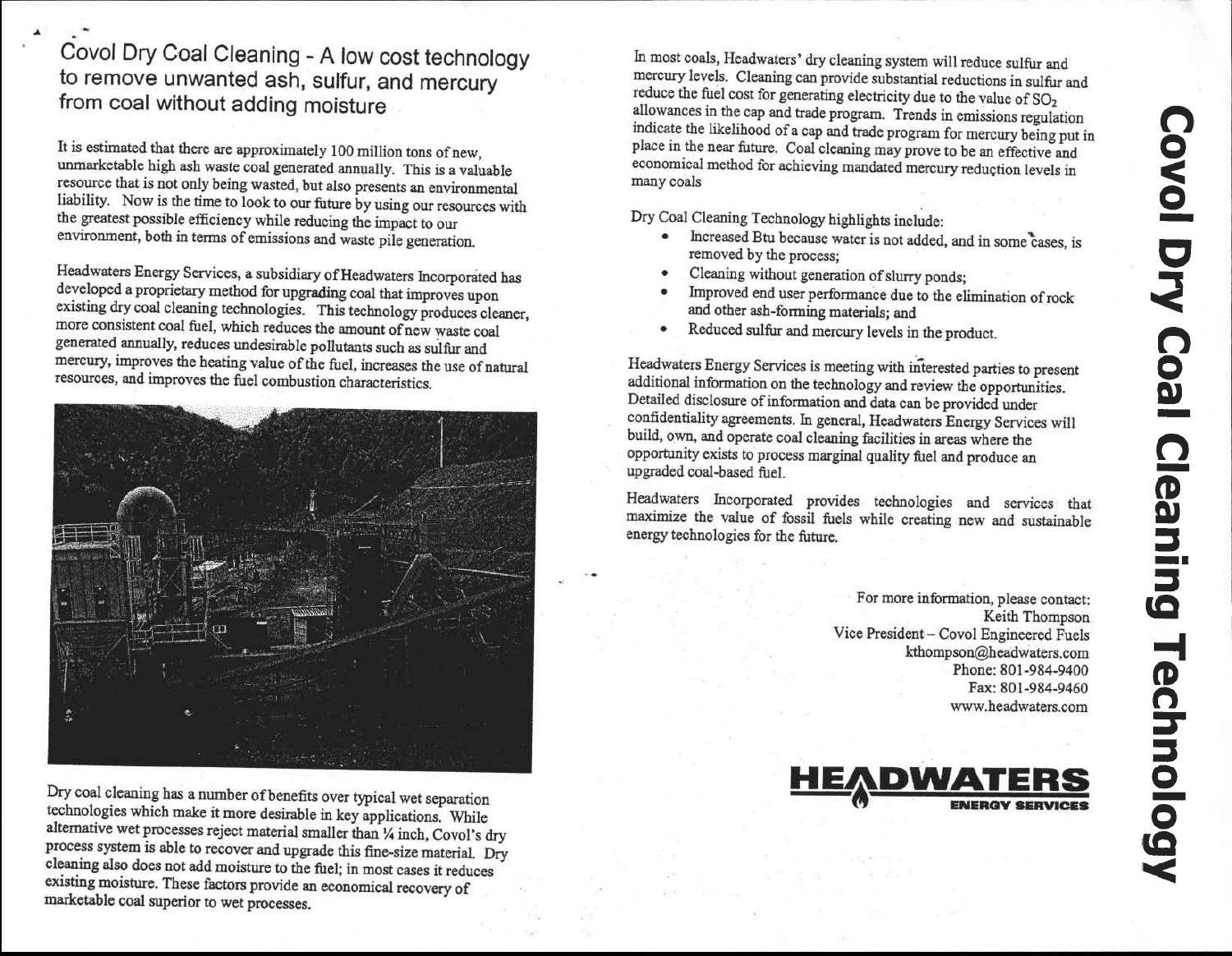# Covol Dry Coal Cleaning - A low cost technology to remove unwanted ash, sulfur, and mercury from coal without adding moisture

It is estimated that there are approximately 100 million tons of new, unmarketable high ash waste coal generated annually. This is a valuable resource that is not only being wasted, but also presents an environmental liability. Now is the time to look to our future by using our resources with the greatest possible efficiency while reducing the impact to our environment, both in terms of emissions and waste pile generation.

Headwaters Energy Services, a subsidiary of Headwaters Incorporated has developed a proprietary method for upgrading coal that improves upon existing dry coal cleaning technologies. This technology produces cleaner, more consistent coal fuel, which reduces the amount of new waste coal generated annually, reduces undesirable pollutants such as sulfur and mercury, improves the heating value of the fuel, increases the use of natural resources, and improves the fuel combustion characteristics.

Dry coal cleaning has a number of benefits over typical wet separation technologies which make it more desirable in key applications. While alternative wet processes reject material smaller than ¼ inch, Covol's dry process system is able to recover and upgrade this fine-size material. Dry cleaning also does not add moisture to the fuel; in most cases it reduces existing moisture. These factors provide an economical recovery of marketable coal superior to wet processes.

In most coals, Headwaters' dry cleaning system will reduce sulfur and mercury levels. Cleaning can provide substantial reductions in sulfur and reduce the fuel cost for generating electricity due to the value of $SO_2$ allowances in the cap and trade program. Trends in emissions regulation indicate the likelihood of a cap and trade program for mercury being put in place in the near future. Coal cleaning may prove to be an effective and economical method for achieving mandated mercury reduction levels in many coals

Dry Coal Cleaning Technology highlights include:

- Increased Btu because water is not added, and in some cases, is removed by the process;
- Cleaning without generation of slurry ponds;
- Improved end user performance due to the elimination of rock and other ash-forming materials; and
- Reduced sulfur and mercury levels in the product.

Headwaters Energy Services is meeting with interested parties to present additional information on the technology and review the opportunities. Detailed disclosure of information and data can be provided under confidentiality agreements. In general, Headwaters Energy Services will build, own, and operate coal cleaning facilities in areas where the opportunity exists to process marginal quality fuel and produce an upgraded coal-based fuel.

Headwaters Incorporated provides technologies and services that maximize the value of fossil fuels while creating new and sustainable energy technologies for the future.

For more information, please contact:
Keith Thompson
Vice President – Covol Engineered Fuels
kthompson@headwaters.com
Phone: 801-984-9400
Fax: 801-984-9460
www.headwaters.com

**HEADWATERS**
**ENERGY SERVICES**

**Covol Dry Coal Cleaning Technology**